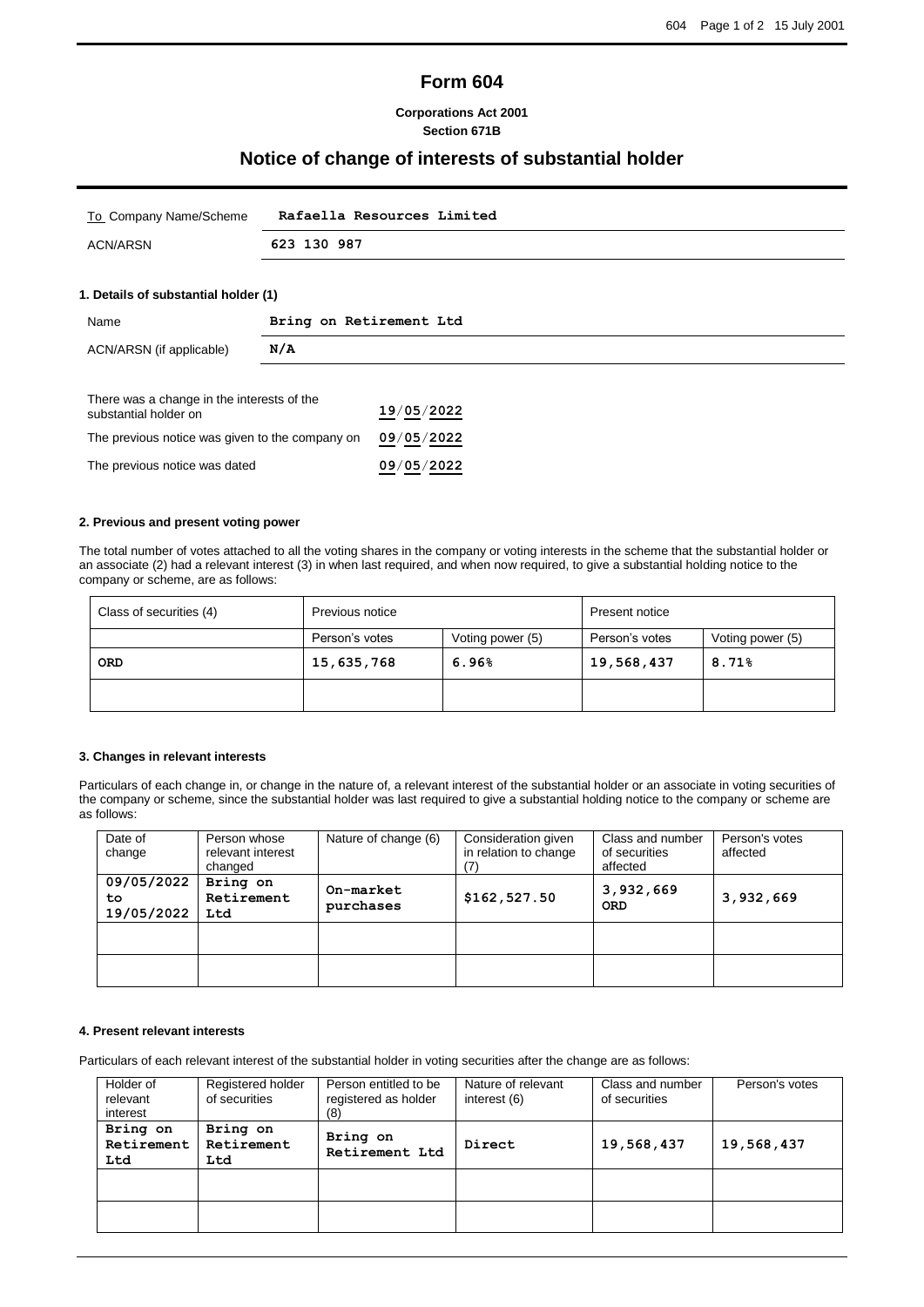# Form 604

**Corporations Act 2001**
**Section 671B**

## Notice of change of interests of substantial holder

| To Company Name/Scheme | Rafaella Resources Limited |
|---|---|
| ACN/ARSN | 623 130 987 |

### 1. Details of substantial holder (1)

| Name | Bring on Retirement Ltd |
|---|---|
| ACN/ARSN (if applicable) | N/A |

| | |
|---|---|
| There was a change in the interests of the substantial holder on | 19/05/2022 |
| The previous notice was given to the company on | 09/05/2022 |
| The previous notice was dated | 09/05/2022 |

### 2. Previous and present voting power

The total number of votes attached to all the voting shares in the company or voting interests in the scheme that the substantial holder or an associate (2) had a relevant interest (3) in when last required, and when now required, to give a substantial holding notice to the company or scheme, are as follows:

| Class of securities (4) | Previous notice | | Present notice | |
|---|---|---|---|---|
| | Person's votes | Voting power (5) | Person's votes | Voting power (5) |
| ORD | 15,635,768 | 6.96% | 19,568,437 | 8.71% |
| | | | | |

### 3. Changes in relevant interests

Particulars of each change in, or change in the nature of, a relevant interest of the substantial holder or an associate in voting securities of the company or scheme, since the substantial holder was last required to give a substantial holding notice to the company or scheme are as follows:

| Date of change | Person whose relevant interest changed | Nature of change (6) | Consideration given in relation to change (7) | Class and number of securities affected | Person's votes affected |
|---|---|---|---|---|---|
| 09/05/2022 to 19/05/2022 | Bring on Retirement Ltd | On-market purchases | $162,527.50 | 3,932,669 ORD | 3,932,669 |
| | | | | | |
| | | | | | |

### 4. Present relevant interests

Particulars of each relevant interest of the substantial holder in voting securities after the change are as follows:

| Holder of relevant interest | Registered holder of securities | Person entitled to be registered as holder (8) | Nature of relevant interest (6) | Class and number of securities | Person's votes |
|---|---|---|---|---|---|
| Bring on Retirement Ltd | Bring on Retirement Ltd | Bring on Retirement Ltd | Direct | 19,568,437 | 19,568,437 |
| | | | | | |
| | | | | | |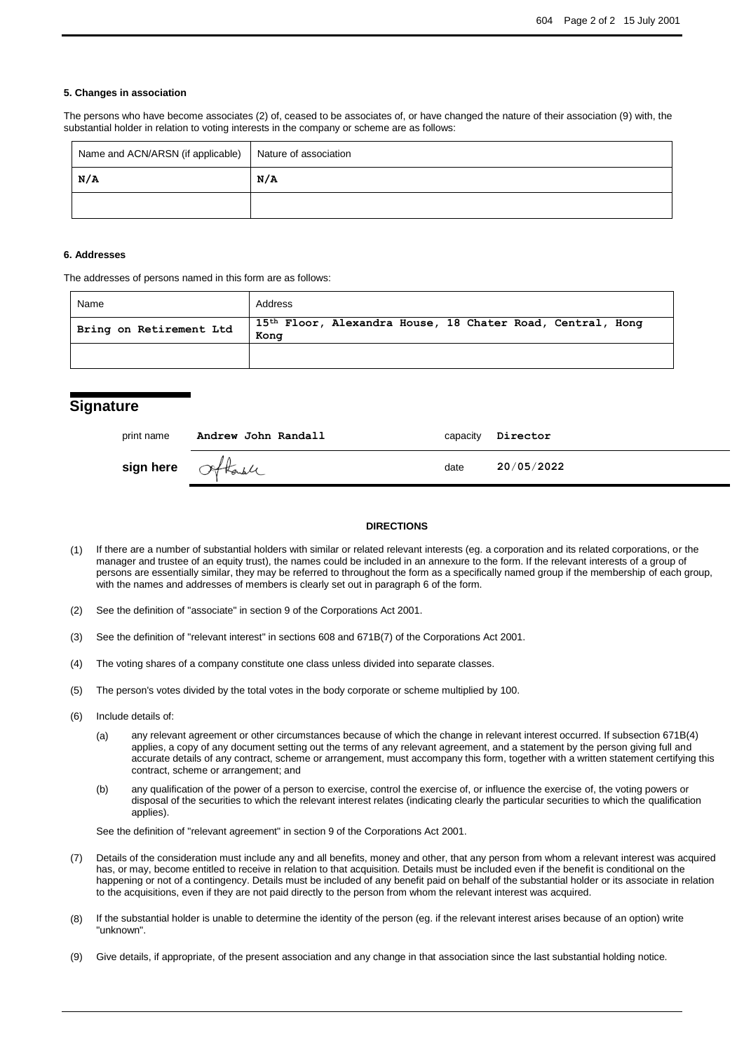#### 5. Changes in association

The persons who have become associates (2) of, ceased to be associates of, or have changed the nature of their association (9) with, the substantial holder in relation to voting interests in the company or scheme are as follows:

| Name and ACN/ARSN (if applicable) | Nature of association |
|---|---|
| N/A | N/A |
| | |

#### 6. Addresses

The addresses of persons named in this form are as follows:

| Name | Address |
|---|---|
| Bring on Retirement Ltd | 15th Floor, Alexandra House, 18 Chater Road, Central, Hong Kong |
| | |

## Signature

| | | | |
|---|---|---|---|
| print name | Andrew John Randall | capacity | Director |
| **sign here** | | date | 20/05/2022 |

#### DIRECTIONS

(1) If there are a number of substantial holders with similar or related relevant interests (eg. a corporation and its related corporations, or the manager and trustee of an equity trust), the names could be included in an annexure to the form. If the relevant interests of a group of persons are essentially similar, they may be referred to throughout the form as a specifically named group if the membership of each group, with the names and addresses of members is clearly set out in paragraph 6 of the form.

(2) See the definition of "associate" in section 9 of the Corporations Act 2001.

(3) See the definition of "relevant interest" in sections 608 and 671B(7) of the Corporations Act 2001.

(4) The voting shares of a company constitute one class unless divided into separate classes.

(5) The person's votes divided by the total votes in the body corporate or scheme multiplied by 100.

(6) Include details of:

(a) any relevant agreement or other circumstances because of which the change in relevant interest occurred. If subsection 671B(4) applies, a copy of any document setting out the terms of any relevant agreement, and a statement by the person giving full and accurate details of any contract, scheme or arrangement, must accompany this form, together with a written statement certifying this contract, scheme or arrangement; and

(b) any qualification of the power of a person to exercise, control the exercise of, or influence the exercise of, the voting powers or disposal of the securities to which the relevant interest relates (indicating clearly the particular securities to which the qualification applies).

See the definition of "relevant agreement" in section 9 of the Corporations Act 2001.

(7) Details of the consideration must include any and all benefits, money and other, that any person from whom a relevant interest was acquired has, or may, become entitled to receive in relation to that acquisition. Details must be included even if the benefit is conditional on the happening or not of a contingency. Details must be included of any benefit paid on behalf of the substantial holder or its associate in relation to the acquisitions, even if they are not paid directly to the person from whom the relevant interest was acquired.

(8) If the substantial holder is unable to determine the identity of the person (eg. if the relevant interest arises because of an option) write "unknown".

(9) Give details, if appropriate, of the present association and any change in that association since the last substantial holding notice.